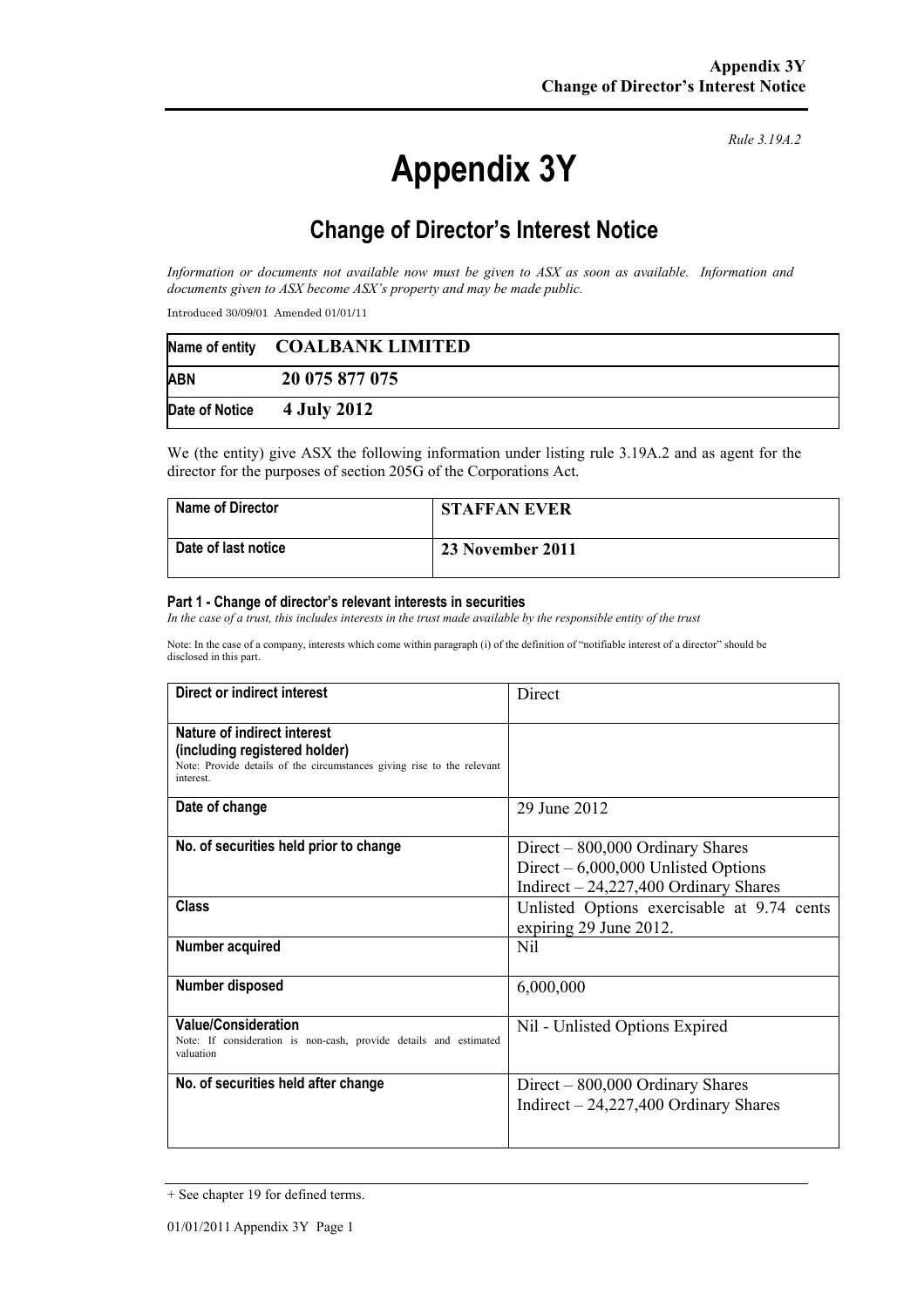*Rule 3.19A.2*

# Appendix 3Y

## Change of Director's Interest Notice

*Information or documents not available now must be given to ASX as soon as available. Information and documents given to ASX become ASX's property and may be made public.*

Introduced 30/09/01 Amended 01/01/11

| Name of entity | **COALBANK LIMITED** |
|---|---|
| ABN | **20 075 877 075** |
| Date of Notice | **4 July 2012** |

We (the entity) give ASX the following information under listing rule 3.19A.2 and as agent for the director for the purposes of section 205G of the Corporations Act.

| Name of Director | **STAFFAN EVER** |
|---|---|
| Date of last notice | **23 November 2011** |

#### Part 1 - Change of director's relevant interests in securities

*In the case of a trust, this includes interests in the trust made available by the responsible entity of the trust*

Note: In the case of a company, interests which come within paragraph (i) of the definition of "notifiable interest of a director" should be disclosed in this part.

| Direct or indirect interest | Direct |
|---|---|
| **Nature of indirect interest (including registered holder)** Note: Provide details of the circumstances giving rise to the relevant interest. | |
| **Date of change** | 29 June 2012 |
| **No. of securities held prior to change** | Direct – 800,000 Ordinary Shares<br>Direct – 6,000,000 Unlisted Options<br>Indirect – 24,227,400 Ordinary Shares |
| **Class** | Unlisted Options exercisable at 9.74 cents expiring 29 June 2012. |
| **Number acquired** | Nil |
| **Number disposed** | 6,000,000 |
| **Value/Consideration** Note: If consideration is non-cash, provide details and estimated valuation | Nil - Unlisted Options Expired |
| **No. of securities held after change** | Direct – 800,000 Ordinary Shares<br>Indirect – 24,227,400 Ordinary Shares |

+ See chapter 19 for defined terms.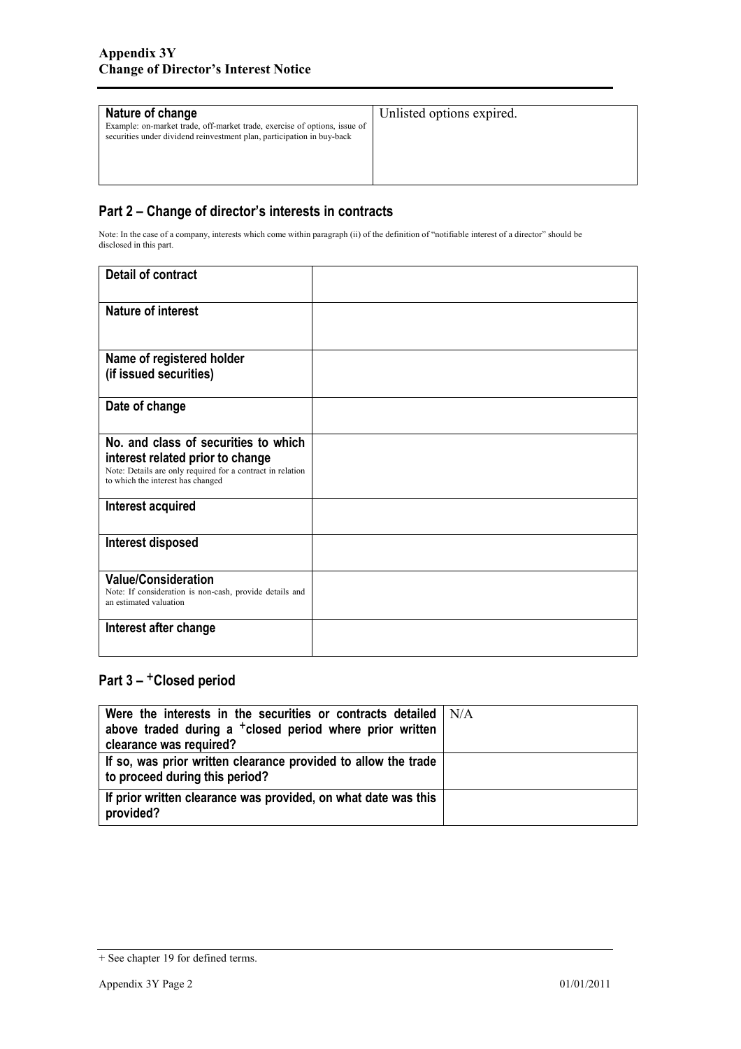| | |
|---|---|
| **Nature of change**<br>Example: on-market trade, off-market trade, exercise of options, issue of securities under dividend reinvestment plan, participation in buy-back | Unlisted options expired. |

## Part 2 – Change of director's interests in contracts

Note: In the case of a company, interests which come within paragraph (ii) of the definition of "notifiable interest of a director" should be disclosed in this part.

| | |
|---|---|
| **Detail of contract** | |
| **Nature of interest** | |
| **Name of registered holder (if issued securities)** | |
| **Date of change** | |
| **No. and class of securities to which interest related prior to change**<br>Note: Details are only required for a contract in relation to which the interest has changed | |
| **Interest acquired** | |
| **Interest disposed** | |
| **Value/Consideration**<br>Note: If consideration is non-cash, provide details and an estimated valuation | |
| **Interest after change** | |

## Part 3 – +Closed period

| | |
|---|---|
| **Were the interests in the securities or contracts detailed above traded during a +closed period where prior written clearance was required?** | N/A |
| **If so, was prior written clearance provided to allow the trade to proceed during this period?** | |
| **If prior written clearance was provided, on what date was this provided?** | |

+ See chapter 19 for defined terms.